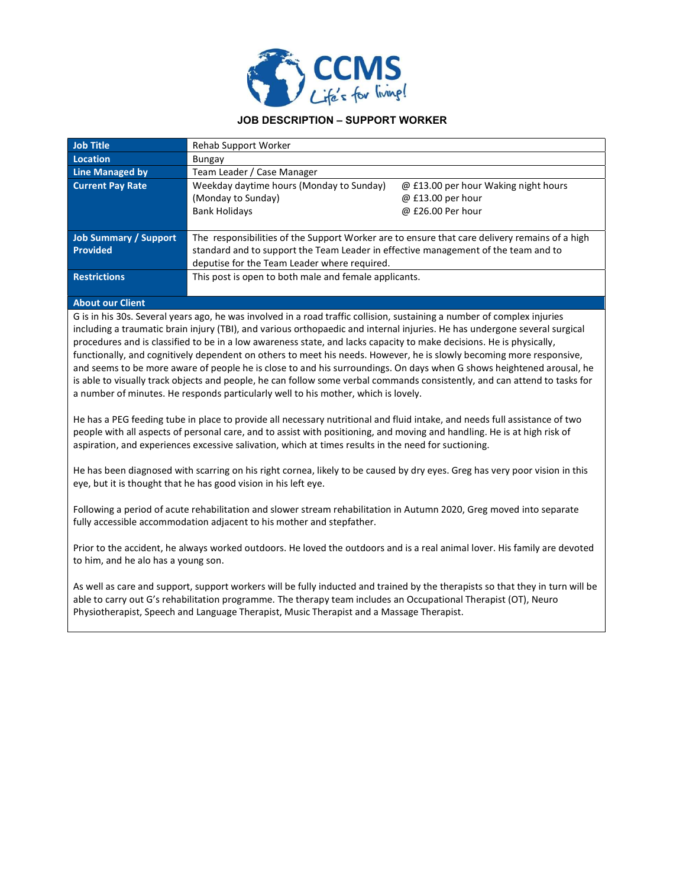**CCMS**
*Life's for living!*

## JOB DESCRIPTION – SUPPORT WORKER

| | |
|---|---|
| **Job Title** | Rehab Support Worker |
| **Location** | Bungay |
| **Line Managed by** | Team Leader / Case Manager |
| **Current Pay Rate** | Weekday daytime hours (Monday to Sunday) @ £13.00 per hour Waking night hours (Monday to Sunday) @ £13.00 per hour Bank Holidays @ £26.00 Per hour |
| **Job Summary / Support Provided** | The responsibilities of the Support Worker are to ensure that care delivery remains of a high standard and to support the Team Leader in effective management of the team and to deputise for the Team Leader where required. |
| **Restrictions** | This post is open to both male and female applicants. |

**About our Client**

G is in his 30s. Several years ago, he was involved in a road traffic collision, sustaining a number of complex injuries including a traumatic brain injury (TBI), and various orthopaedic and internal injuries. He has undergone several surgical procedures and is classified to be in a low awareness state, and lacks capacity to make decisions. He is physically, functionally, and cognitively dependent on others to meet his needs. However, he is slowly becoming more responsive, and seems to be more aware of people he is close to and his surroundings. On days when G shows heightened arousal, he is able to visually track objects and people, he can follow some verbal commands consistently, and can attend to tasks for a number of minutes. He responds particularly well to his mother, which is lovely.

He has a PEG feeding tube in place to provide all necessary nutritional and fluid intake, and needs full assistance of two people with all aspects of personal care, and to assist with positioning, and moving and handling. He is at high risk of aspiration, and experiences excessive salivation, which at times results in the need for suctioning.

He has been diagnosed with scarring on his right cornea, likely to be caused by dry eyes. Greg has very poor vision in this eye, but it is thought that he has good vision in his left eye.

Following a period of acute rehabilitation and slower stream rehabilitation in Autumn 2020, Greg moved into separate fully accessible accommodation adjacent to his mother and stepfather.

Prior to the accident, he always worked outdoors. He loved the outdoors and is a real animal lover. His family are devoted to him, and he alo has a young son.

As well as care and support, support workers will be fully inducted and trained by the therapists so that they in turn will be able to carry out G's rehabilitation programme. The therapy team includes an Occupational Therapist (OT), Neuro Physiotherapist, Speech and Language Therapist, Music Therapist and a Massage Therapist.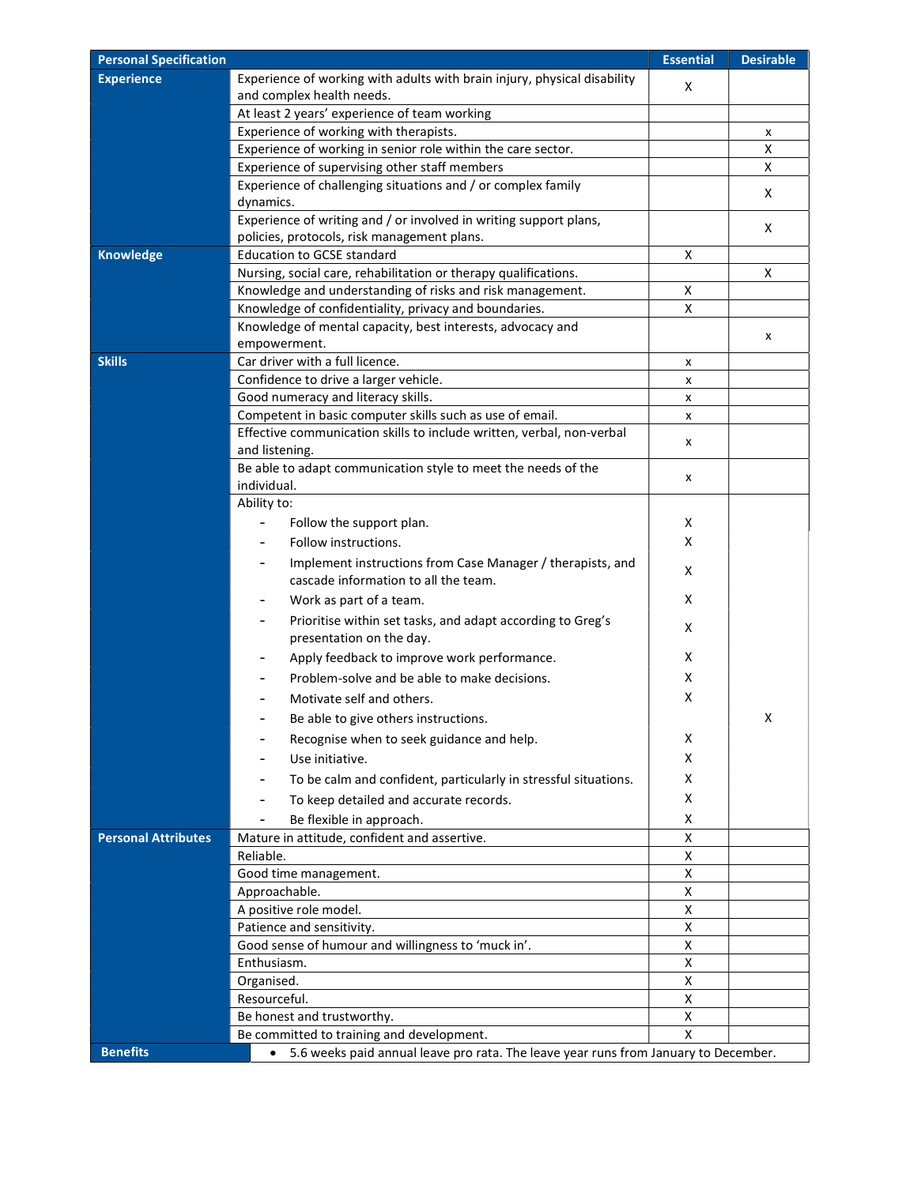| Personal Specification | | Essential | Desirable |
|---|---|---|---|
| **Experience** | Experience of working with adults with brain injury, physical disability and complex health needs. | X | |
| | At least 2 years' experience of team working | | |
| | Experience of working with therapists. | | x |
| | Experience of working in senior role within the care sector. | | X |
| | Experience of supervising other staff members | | X |
| | Experience of challenging situations and / or complex family dynamics. | | X |
| | Experience of writing and / or involved in writing support plans, policies, protocols, risk management plans. | | X |
| **Knowledge** | Education to GCSE standard | X | |
| | Nursing, social care, rehabilitation or therapy qualifications. | | X |
| | Knowledge and understanding of risks and risk management. | X | |
| | Knowledge of confidentiality, privacy and boundaries. | X | |
| | Knowledge of mental capacity, best interests, advocacy and empowerment. | | x |
| **Skills** | Car driver with a full licence. | x | |
| | Confidence to drive a larger vehicle. | x | |
| | Good numeracy and literacy skills. | x | |
| | Competent in basic computer skills such as use of email. | x | |
| | Effective communication skills to include written, verbal, non-verbal and listening. | x | |
| | Be able to adapt communication style to meet the needs of the individual. | x | |
| | Ability to: | | |
| | - Follow the support plan. | X | |
| | - Follow instructions. | X | |
| | - Implement instructions from Case Manager / therapists, and cascade information to all the team. | X | |
| | - Work as part of a team. | X | |
| | - Prioritise within set tasks, and adapt according to Greg's presentation on the day. | X | |
| | - Apply feedback to improve work performance. | X | |
| | - Problem-solve and be able to make decisions. | X | |
| | - Motivate self and others. | X | |
| | - Be able to give others instructions. | | X |
| | - Recognise when to seek guidance and help. | X | |
| | - Use initiative. | X | |
| | - To be calm and confident, particularly in stressful situations. | X | |
| | - To keep detailed and accurate records. | X | |
| | - Be flexible in approach. | X | |
| **Personal Attributes** | Mature in attitude, confident and assertive. | X | |
| | Reliable. | X | |
| | Good time management. | X | |
| | Approachable. | X | |
| | A positive role model. | X | |
| | Patience and sensitivity. | X | |
| | Good sense of humour and willingness to 'muck in'. | X | |
| | Enthusiasm. | X | |
| | Organised. | X | |
| | Resourceful. | X | |
| | Be honest and trustworthy. | X | |
| | Be committed to training and development. | X | |
| **Benefits** | • 5.6 weeks paid annual leave pro rata. The leave year runs from January to December. | | |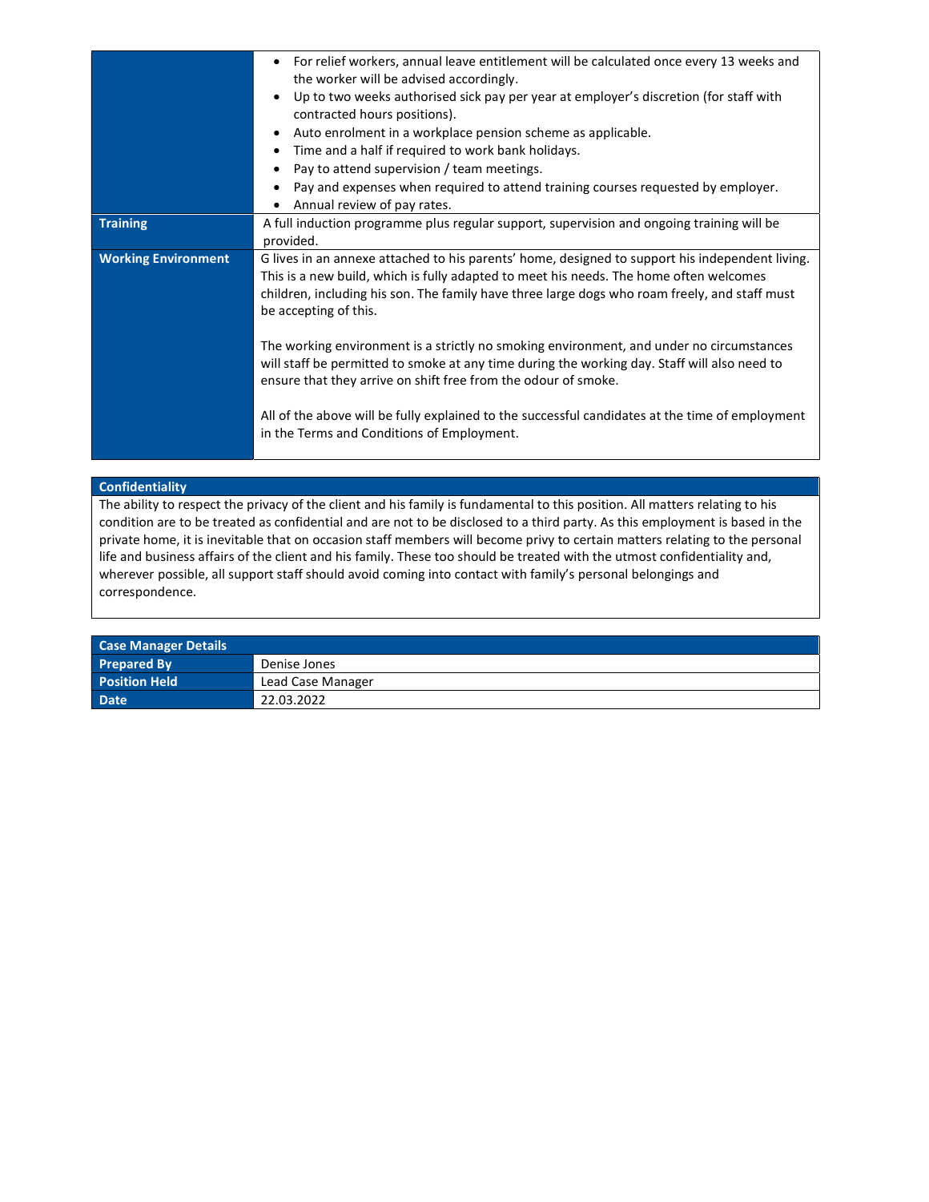| | |
|---|---|
| | • For relief workers, annual leave entitlement will be calculated once every 13 weeks and the worker will be advised accordingly.<br>• Up to two weeks authorised sick pay per year at employer's discretion (for staff with contracted hours positions).<br>• Auto enrolment in a workplace pension scheme as applicable.<br>• Time and a half if required to work bank holidays.<br>• Pay to attend supervision / team meetings.<br>• Pay and expenses when required to attend training courses requested by employer.<br>• Annual review of pay rates. |
| **Training** | A full induction programme plus regular support, supervision and ongoing training will be provided. |
| **Working Environment** | G lives in an annexe attached to his parents' home, designed to support his independent living. This is a new build, which is fully adapted to meet his needs. The home often welcomes children, including his son. The family have three large dogs who roam freely, and staff must be accepting of this.<br><br>The working environment is a strictly no smoking environment, and under no circumstances will staff be permitted to smoke at any time during the working day. Staff will also need to ensure that they arrive on shift free from the odour of smoke.<br><br>All of the above will be fully explained to the successful candidates at the time of employment in the Terms and Conditions of Employment. |

## Confidentiality

The ability to respect the privacy of the client and his family is fundamental to this position. All matters relating to his condition are to be treated as confidential and are not to be disclosed to a third party. As this employment is based in the private home, it is inevitable that on occasion staff members will become privy to certain matters relating to the personal life and business affairs of the client and his family. These too should be treated with the utmost confidentiality and, wherever possible, all support staff should avoid coming into contact with family's personal belongings and correspondence.

| Case Manager Details | |
|---|---|
| **Prepared By** | Denise Jones |
| **Position Held** | Lead Case Manager |
| **Date** | 22.03.2022 |